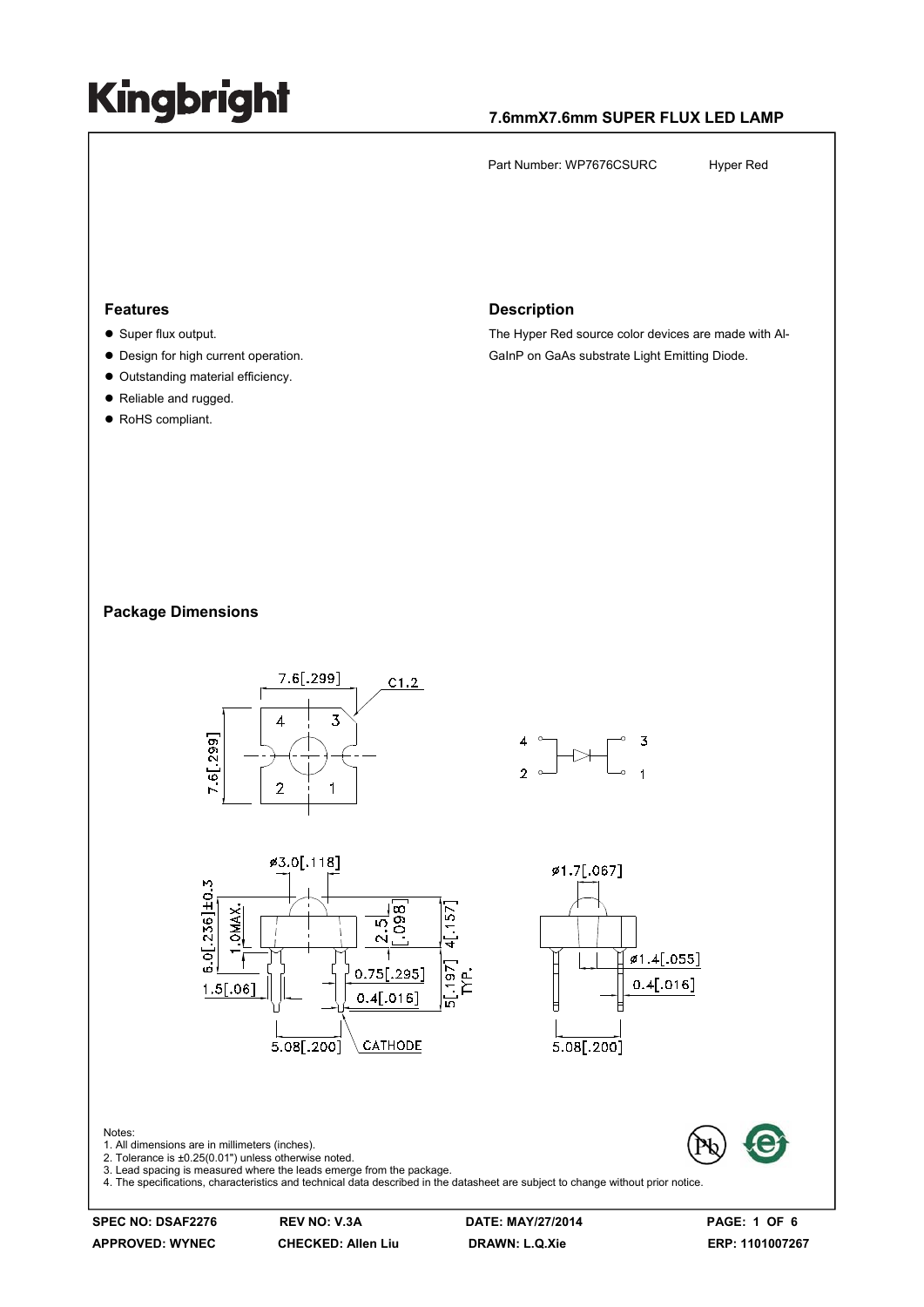# Kingbright

**7.6mmX7.6mm SUPER FLUX LED LAMP**

Part Number: WP7676CSURC Hyper Red

## Features

- Super flux output.
- Design for high current operation.
- Outstanding material efficiency.
- Reliable and rugged.
- RoHS compliant.

## Description

The Hyper Red source color devices are made with Al-GaInP on GaAs substrate Light Emitting Diode.

## Package Dimensions

Notes:
1. All dimensions are in millimeters (inches).
2. Tolerance is ±0.25(0.01") unless otherwise noted.
3. Lead spacing is measured where the leads emerge from the package.
4. The specifications, characteristics and technical data described in the datasheet are subject to change without prior notice.

| SPEC NO: DSAF2276 | REV NO: V.3A | DATE: MAY/27/2014 | PAGE: 1 OF 6 |
|---|---|---|---|
| APPROVED: WYNEC | CHECKED: Allen Liu | DRAWN: L.Q.Xie | ERP: 1101007267 |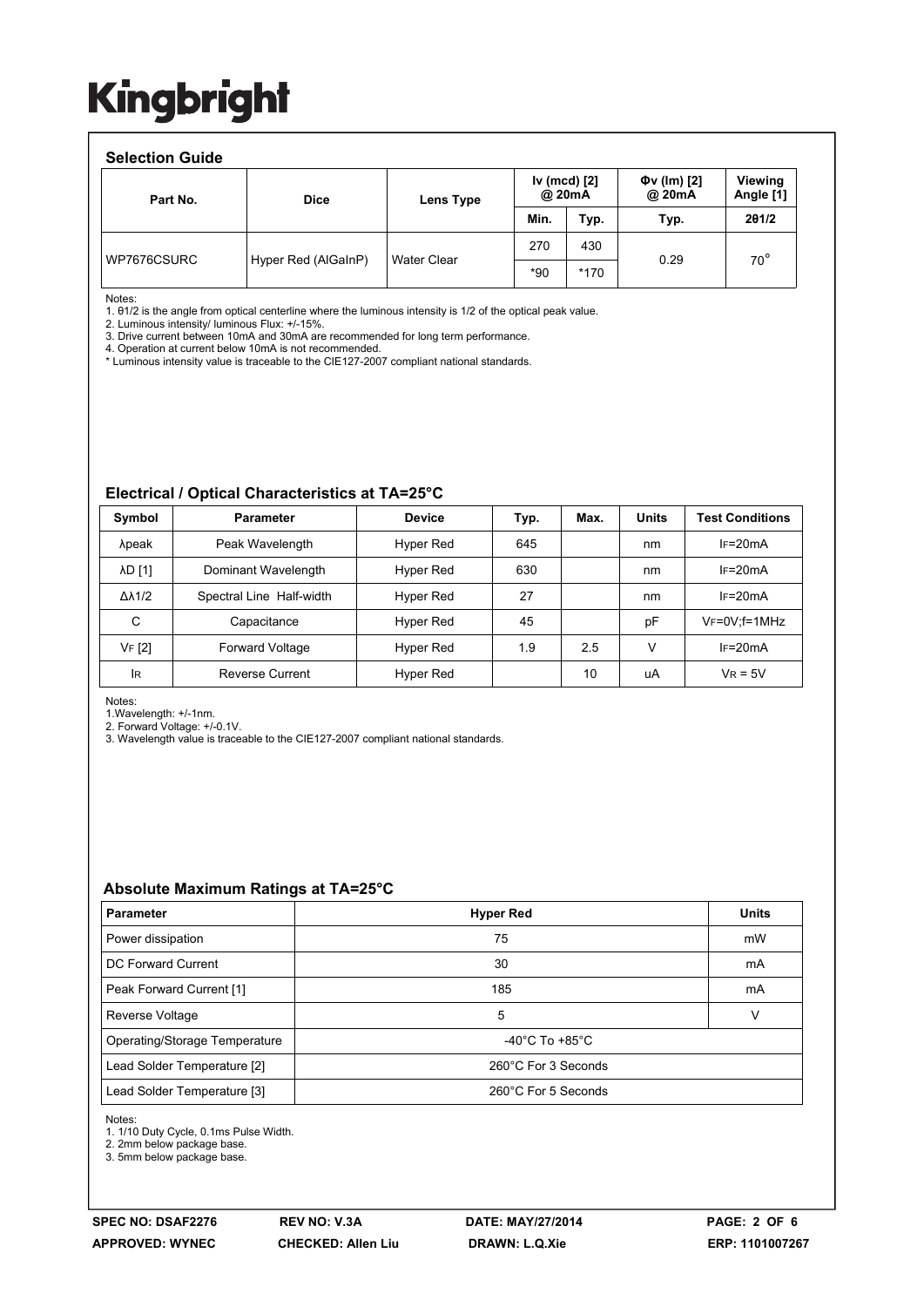# Kingbright

## Selection Guide

| Part No. | Dice | Lens Type | Iv (mcd) [2] @ 20mA | | Φv (lm) [2] @ 20mA | Viewing Angle [1] |
|---|---|---|---|---|---|---|
| | | | Min. | Typ. | Typ. | 2θ1/2 |
| WP7676CSURC | Hyper Red (AlGaInP) | Water Clear | 270 | 430 | 0.29 | 70° |
| | | | *90 | *170 | | |

Notes:
1. θ1/2 is the angle from optical centerline where the luminous intensity is 1/2 of the optical peak value.
2. Luminous intensity/ luminous Flux: +/-15%.
3. Drive current between 10mA and 30mA are recommended for long term performance.
4. Operation at current below 10mA is not recommended.
* Luminous intensity value is traceable to the CIE127-2007 compliant national standards.

## Electrical / Optical Characteristics at TA=25°C

| Symbol | Parameter | Device | Typ. | Max. | Units | Test Conditions |
|---|---|---|---|---|---|---|
| λpeak | Peak Wavelength | Hyper Red | 645 | | nm | $I_F$=20mA |
| λD [1] | Dominant Wavelength | Hyper Red | 630 | | nm | $I_F$=20mA |
| Δλ1/2 | Spectral Line Half-width | Hyper Red | 27 | | nm | $I_F$=20mA |
| C | Capacitance | Hyper Red | 45 | | pF | $V_F$=0V;f=1MHz |
| $V_F$ [2] | Forward Voltage | Hyper Red | 1.9 | 2.5 | V | $I_F$=20mA |
| $I_R$ | Reverse Current | Hyper Red | | 10 | uA | $V_R$ = 5V |

Notes:
1.Wavelength: +/-1nm.
2. Forward Voltage: +/-0.1V.
3. Wavelength value is traceable to the CIE127-2007 compliant national standards.

## Absolute Maximum Ratings at TA=25°C

| Parameter | Hyper Red | Units |
|---|---|---|
| Power dissipation | 75 | mW |
| DC Forward Current | 30 | mA |
| Peak Forward Current [1] | 185 | mA |
| Reverse Voltage | 5 | V |
| Operating/Storage Temperature | -40°C To +85°C | |
| Lead Solder Temperature [2] | 260°C For 3 Seconds | |
| Lead Solder Temperature [3] | 260°C For 5 Seconds | |

Notes:
1. 1/10 Duty Cycle, 0.1ms Pulse Width.
2. 2mm below package base.
3. 5mm below package base.

SPEC NO: DSAF2276 REV NO: V.3A DATE: MAY/27/2014
APPROVED: WYNEC CHECKED: Allen Liu DRAWN: L.Q.Xie ERP: 1101007267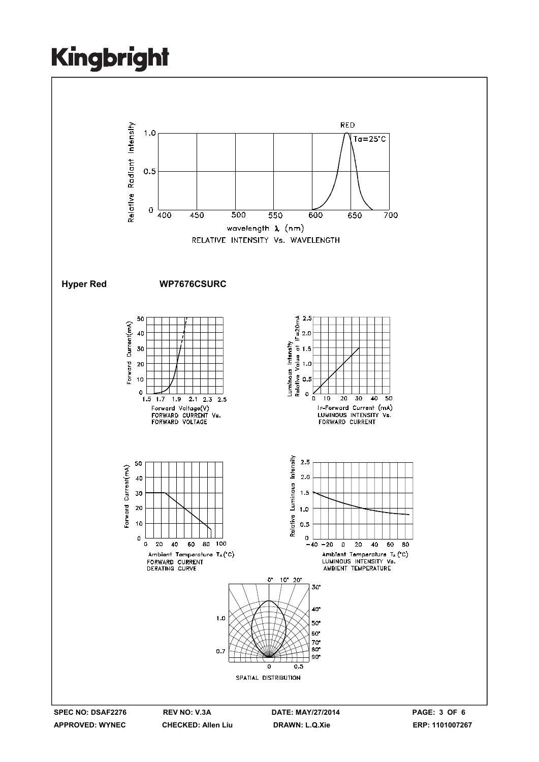RELATIVE INTENSITY Vs. WAVELENGTH

**Hyper Red** **WP7676CSURC**

FORWARD CURRENT Vs. FORWARD VOLTAGE

LUMINOUS INTENSITY Vs. FORWARD CURRENT

FORWARD CURRENT DERATING CURVE

LUMINOUS INTENSITY Vs. AMBIENT TEMPERATURE

SPATIAL DISTRIBUTION

SPEC NO: DSAF2276 REV NO: V.3A DATE: MAY/27/2014

APPROVED: WYNEC CHECKED: Allen Liu DRAWN: L.Q.Xie ERP: 1101007267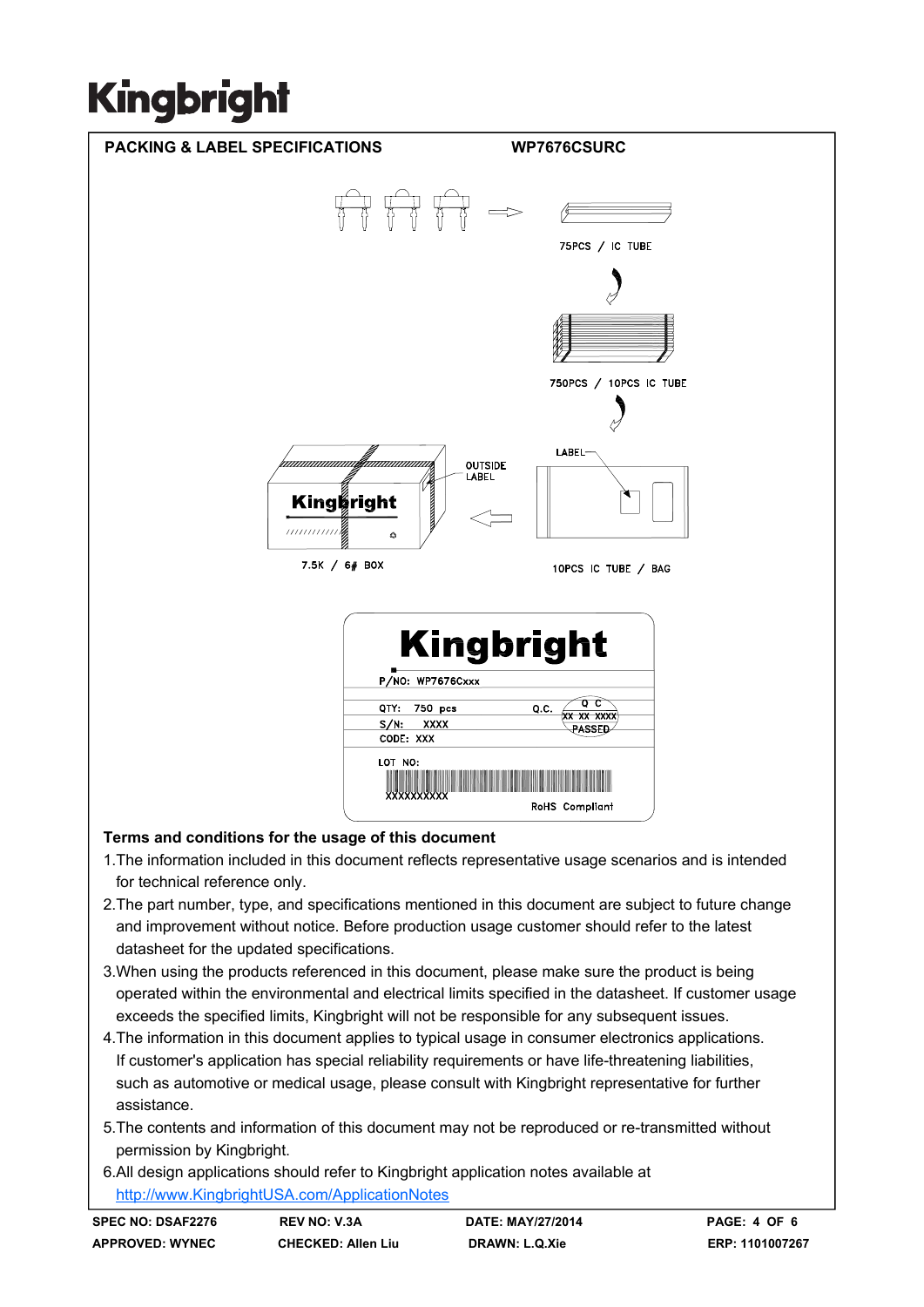## PACKING & LABEL SPECIFICATIONS — WP7676CSURC

75PCS / IC TUBE

750PCS / 10PCS IC TUBE

LABEL

OUTSIDE LABEL

10PCS IC TUBE / BAG

7.5K / 6# BOX

Kingbright

P/NO: WP7676Cxxx

QTY: 750 pcs

Q.C. Q C XX XX XXXX PASSED

S/N: XXXX

CODE: XXX

LOT NO:

XXXXXXXXXX

RoHS Compliant

### Terms and conditions for the usage of this document

1. The information included in this document reflects representative usage scenarios and is intended for technical reference only.
2. The part number, type, and specifications mentioned in this document are subject to future change and improvement without notice. Before production usage customer should refer to the latest datasheet for the updated specifications.
3. When using the products referenced in this document, please make sure the product is being operated within the environmental and electrical limits specified in the datasheet. If customer usage exceeds the specified limits, Kingbright will not be responsible for any subsequent issues.
4. The information in this document applies to typical usage in consumer electronics applications. If customer's application has special reliability requirements or have life-threatening liabilities, such as automotive or medical usage, please consult with Kingbright representative for further assistance.
5. The contents and information of this document may not be reproduced or re-transmitted without permission by Kingbright.
6. All design applications should refer to Kingbright application notes available at http://www.KingbrightUSA.com/ApplicationNotes

| SPEC NO: DSAF2276 | REV NO: V.3A | DATE: MAY/27/2014 | |
|---|---|---|---|
| APPROVED: WYNEC | CHECKED: Allen Liu | DRAWN: L.Q.Xie | ERP: 1101007267 |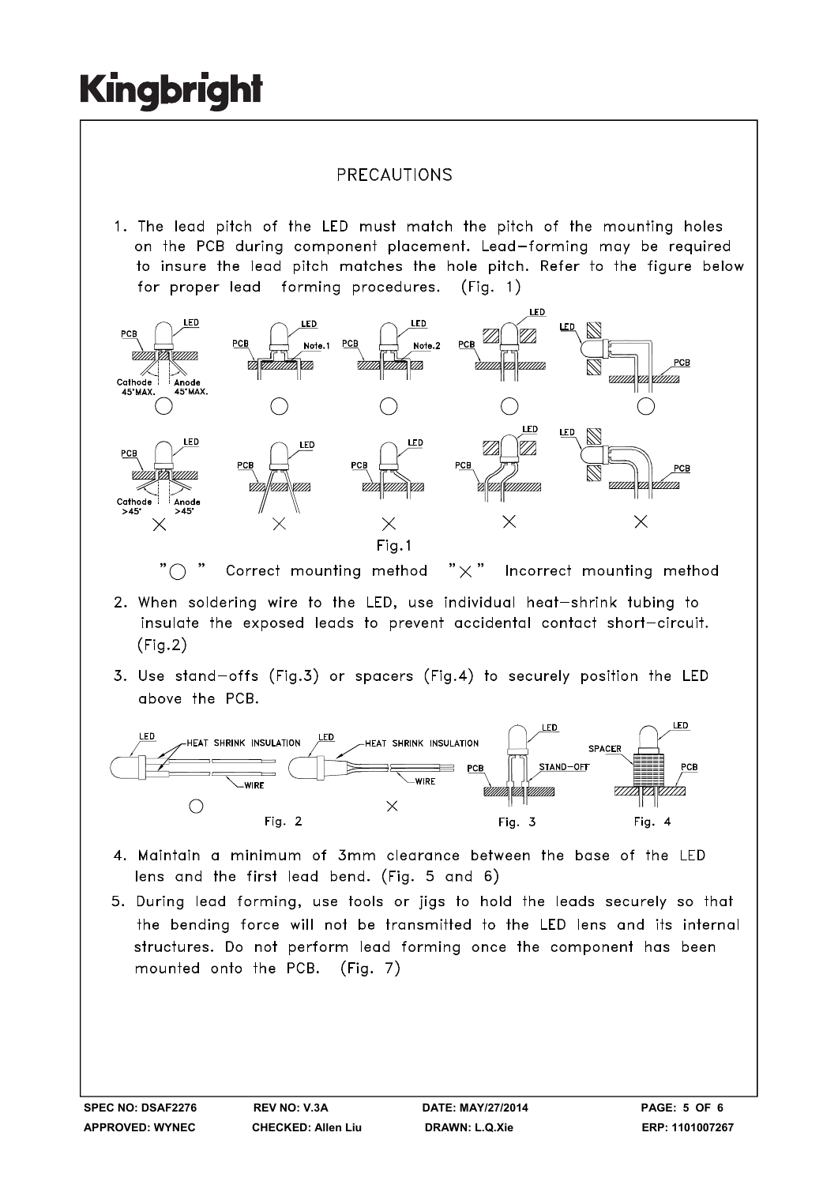# PRECAUTIONS

1. The lead pitch of the LED must match the pitch of the mounting holes on the PCB during component placement. Lead-forming may be required to insure the lead pitch matches the hole pitch. Refer to the figure below for proper lead forming procedures. (Fig. 1)

Fig.1

"○" Correct mounting method "×" Incorrect mounting method

2. When soldering wire to the LED, use individual heat-shrink tubing to insulate the exposed leads to prevent accidental contact short-circuit. (Fig.2)

3. Use stand-offs (Fig.3) or spacers (Fig.4) to securely position the LED above the PCB.

Fig. 2 Fig. 3 Fig. 4

4. Maintain a minimum of 3mm clearance between the base of the LED lens and the first lead bend. (Fig. 5 and 6)

5. During lead forming, use tools or jigs to hold the leads securely so that the bending force will not be transmitted to the LED lens and its internal structures. Do not perform lead forming once the component has been mounted onto the PCB. (Fig. 7)

| SPEC NO: DSAF2276 | REV NO: V.3A | DATE: MAY/27/2014 | |
| --- | --- | --- | --- |
| APPROVED: WYNEC | CHECKED: Allen Liu | DRAWN: L.Q.Xie | ERP: 1101007267 |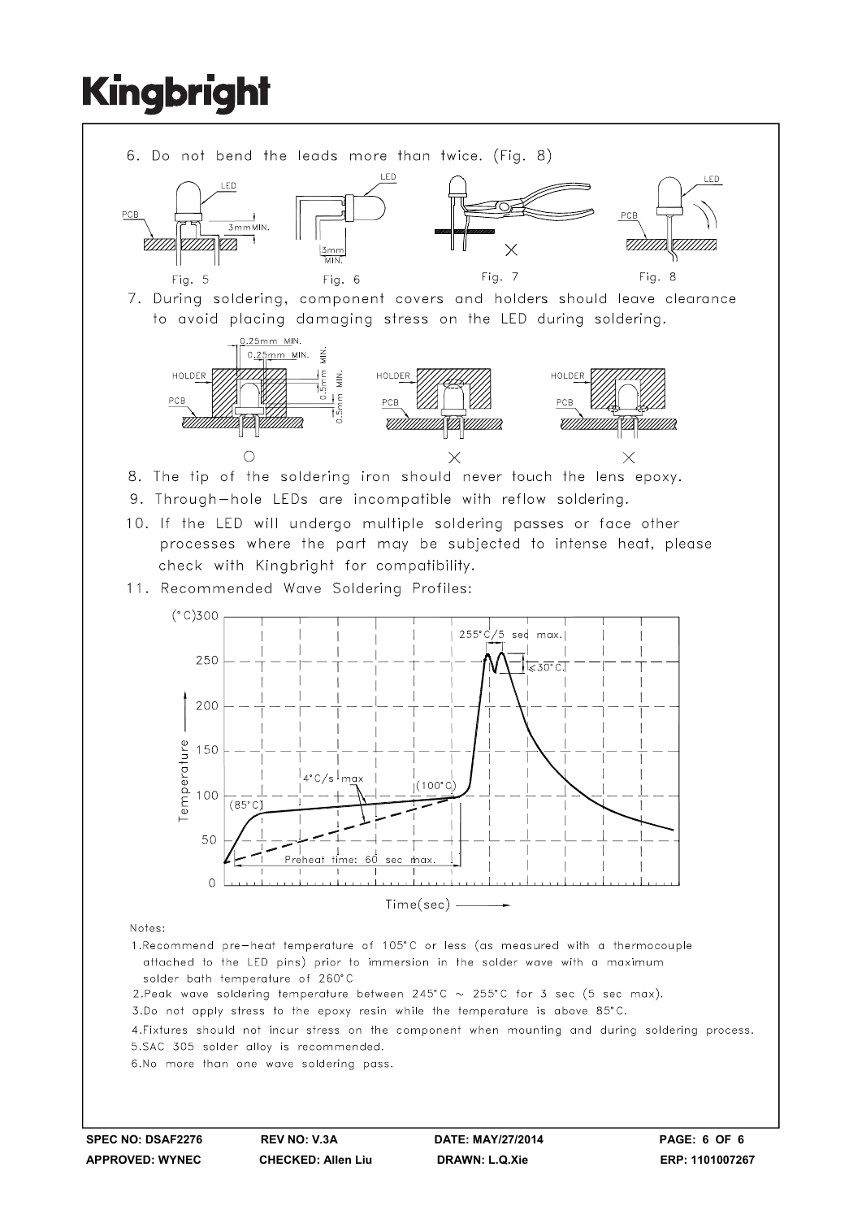6. Do not bend the leads more than twice. (Fig. 8)

Fig. 5 Fig. 6 Fig. 7 Fig. 8

7. During soldering, component covers and holders should leave clearance to avoid placing damaging stress on the LED during soldering.

8. The tip of the soldering iron should never touch the lens epoxy.

9. Through-hole LEDs are incompatible with reflow soldering.

10. If the LED will undergo multiple soldering passes or face other processes where the part may be subjected to intense heat, please check with Kingbright for compatibility.

11. Recommended Wave Soldering Profiles:

Notes:

1. Recommend pre-heat temperature of 105°C or less (as measured with a thermocouple attached to the LED pins) prior to immersion in the solder wave with a maximum solder bath temperature of 260°C
2. Peak wave soldering temperature between 245°C ~ 255°C for 3 sec (5 sec max).
3. Do not apply stress to the epoxy resin while the temperature is above 85°C.
4. Fixtures should not incur stress on the component when mounting and during soldering process.
5. SAC 305 solder alloy is recommended.
6. No more than one wave soldering pass.

SPEC NO: DSAF2276 REV NO: V.3A DATE: MAY/27/2014
APPROVED: WYNEC CHECKED: Allen Liu DRAWN: L.Q.Xie ERP: 1101007267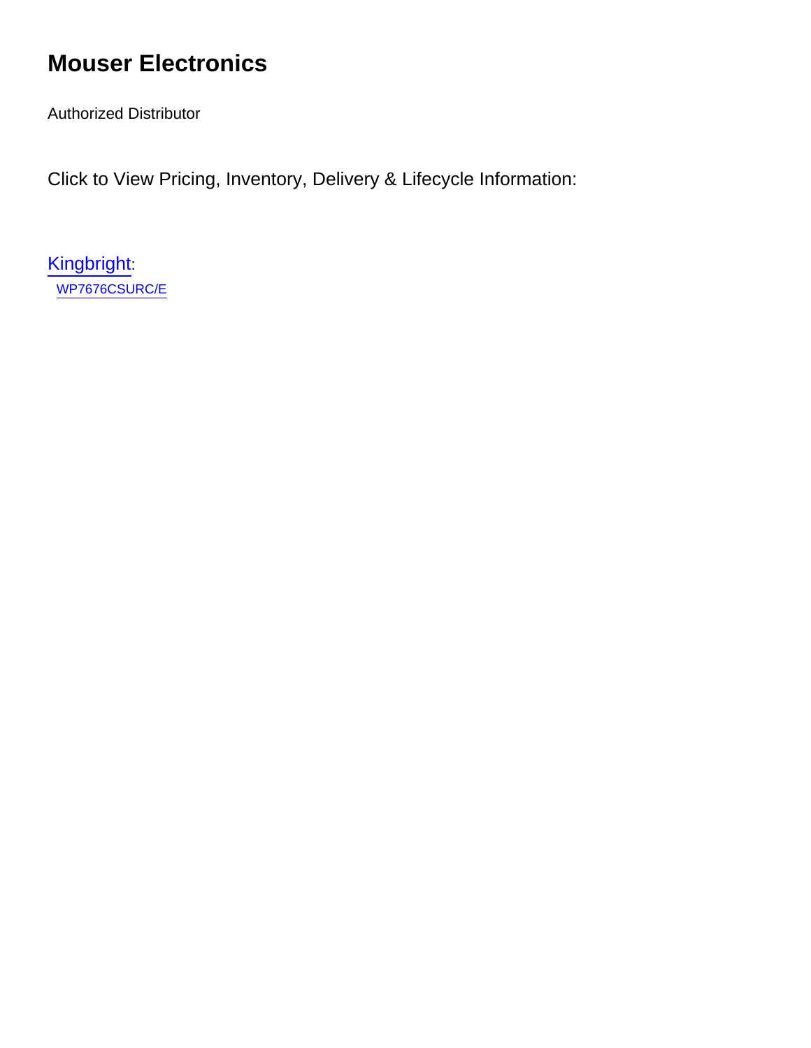# Mouser Electronics

Authorized Distributor

Click to View Pricing, Inventory, Delivery & Lifecycle Information:

Kingbright:
WP7676CSURC/E